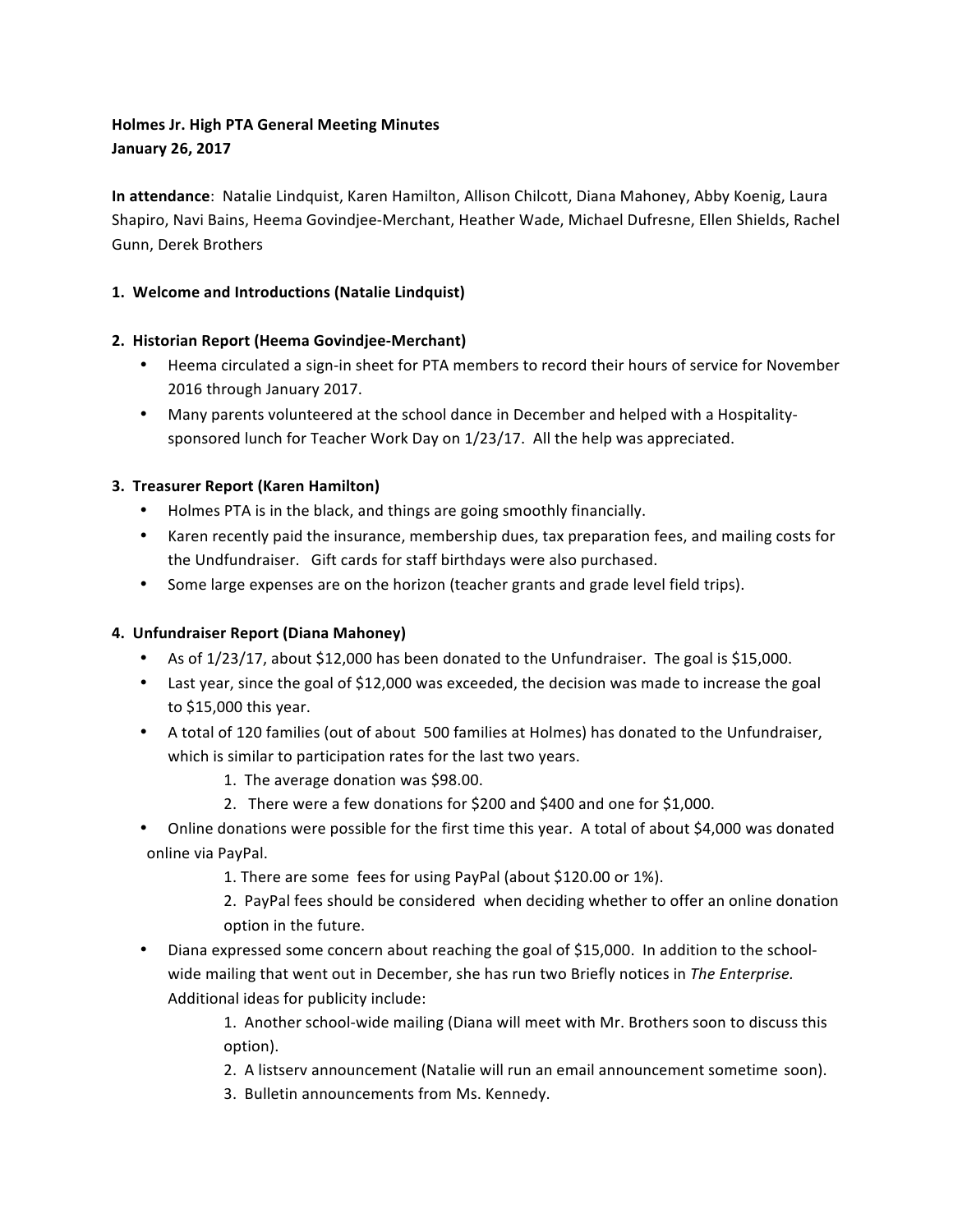**Holmes Jr. High PTA General Meeting Minutes**
**January 26, 2017**

**In attendance**: Natalie Lindquist, Karen Hamilton, Allison Chilcott, Diana Mahoney, Abby Koenig, Laura Shapiro, Navi Bains, Heema Govindjee-Merchant, Heather Wade, Michael Dufresne, Ellen Shields, Rachel Gunn, Derek Brothers

**1. Welcome and Introductions (Natalie Lindquist)**

**2. Historian Report (Heema Govindjee-Merchant)**

- Heema circulated a sign-in sheet for PTA members to record their hours of service for November 2016 through January 2017.
- Many parents volunteered at the school dance in December and helped with a Hospitality-sponsored lunch for Teacher Work Day on 1/23/17. All the help was appreciated.

**3. Treasurer Report (Karen Hamilton)**

- Holmes PTA is in the black, and things are going smoothly financially.
- Karen recently paid the insurance, membership dues, tax preparation fees, and mailing costs for the Undfundraiser. Gift cards for staff birthdays were also purchased.
- Some large expenses are on the horizon (teacher grants and grade level field trips).

**4. Unfundraiser Report (Diana Mahoney)**

- As of 1/23/17, about $12,000 has been donated to the Unfundraiser. The goal is $15,000.
- Last year, since the goal of $12,000 was exceeded, the decision was made to increase the goal to $15,000 this year.
- A total of 120 families (out of about 500 families at Holmes) has donated to the Unfundraiser, which is similar to participation rates for the last two years.
    1. The average donation was $98.00.
    2. There were a few donations for $200 and $400 and one for $1,000.
- Online donations were possible for the first time this year. A total of about $4,000 was donated online via PayPal.
    1. There are some fees for using PayPal (about $120.00 or 1%).
    2. PayPal fees should be considered when deciding whether to offer an online donation option in the future.
- Diana expressed some concern about reaching the goal of $15,000. In addition to the school-wide mailing that went out in December, she has run two Briefly notices in *The Enterprise*. Additional ideas for publicity include:
    1. Another school-wide mailing (Diana will meet with Mr. Brothers soon to discuss this option).
    2. A listserv announcement (Natalie will run an email announcement sometime soon).
    3. Bulletin announcements from Ms. Kennedy.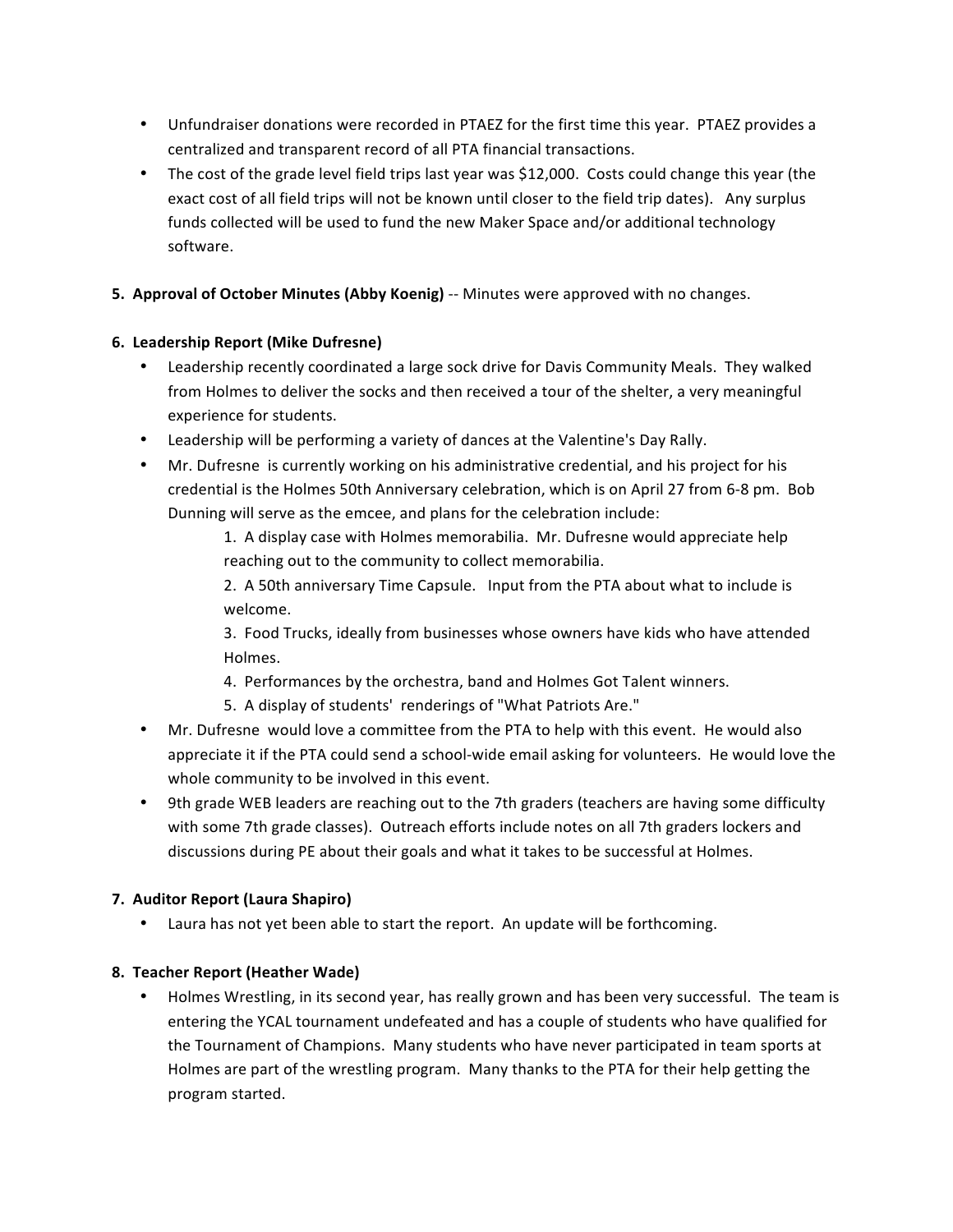- Unfundraiser donations were recorded in PTAEZ for the first time this year. PTAEZ provides a centralized and transparent record of all PTA financial transactions.
- The cost of the grade level field trips last year was $12,000. Costs could change this year (the exact cost of all field trips will not be known until closer to the field trip dates). Any surplus funds collected will be used to fund the new Maker Space and/or additional technology software.

**5. Approval of October Minutes (Abby Koenig)** -- Minutes were approved with no changes.

**6. Leadership Report (Mike Dufresne)**

- Leadership recently coordinated a large sock drive for Davis Community Meals. They walked from Holmes to deliver the socks and then received a tour of the shelter, a very meaningful experience for students.
- Leadership will be performing a variety of dances at the Valentine's Day Rally.
- Mr. Dufresne is currently working on his administrative credential, and his project for his credential is the Holmes 50th Anniversary celebration, which is on April 27 from 6-8 pm. Bob Dunning will serve as the emcee, and plans for the celebration include:
  1. A display case with Holmes memorabilia. Mr. Dufresne would appreciate help reaching out to the community to collect memorabilia.
  2. A 50th anniversary Time Capsule. Input from the PTA about what to include is welcome.
  3. Food Trucks, ideally from businesses whose owners have kids who have attended Holmes.
  4. Performances by the orchestra, band and Holmes Got Talent winners.
  5. A display of students' renderings of "What Patriots Are."
- Mr. Dufresne would love a committee from the PTA to help with this event. He would also appreciate it if the PTA could send a school-wide email asking for volunteers. He would love the whole community to be involved in this event.
- 9th grade WEB leaders are reaching out to the 7th graders (teachers are having some difficulty with some 7th grade classes). Outreach efforts include notes on all 7th graders lockers and discussions during PE about their goals and what it takes to be successful at Holmes.

**7. Auditor Report (Laura Shapiro)**

- Laura has not yet been able to start the report. An update will be forthcoming.

**8. Teacher Report (Heather Wade)**

- Holmes Wrestling, in its second year, has really grown and has been very successful. The team is entering the YCAL tournament undefeated and has a couple of students who have qualified for the Tournament of Champions. Many students who have never participated in team sports at Holmes are part of the wrestling program. Many thanks to the PTA for their help getting the program started.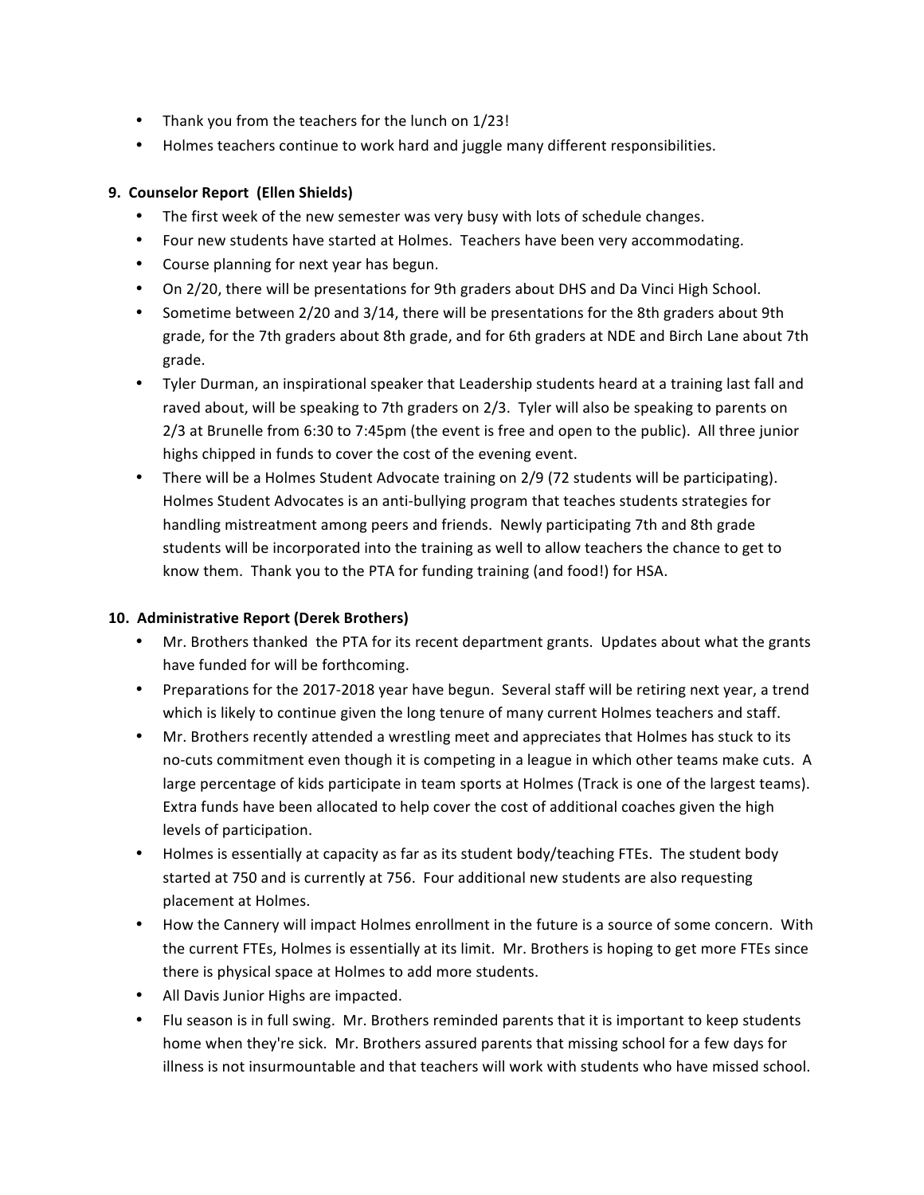- Thank you from the teachers for the lunch on 1/23!
- Holmes teachers continue to work hard and juggle many different responsibilities.

**9. Counselor Report (Ellen Shields)**

- The first week of the new semester was very busy with lots of schedule changes.
- Four new students have started at Holmes. Teachers have been very accommodating.
- Course planning for next year has begun.
- On 2/20, there will be presentations for 9th graders about DHS and Da Vinci High School.
- Sometime between 2/20 and 3/14, there will be presentations for the 8th graders about 9th grade, for the 7th graders about 8th grade, and for 6th graders at NDE and Birch Lane about 7th grade.
- Tyler Durman, an inspirational speaker that Leadership students heard at a training last fall and raved about, will be speaking to 7th graders on 2/3. Tyler will also be speaking to parents on 2/3 at Brunelle from 6:30 to 7:45pm (the event is free and open to the public). All three junior highs chipped in funds to cover the cost of the evening event.
- There will be a Holmes Student Advocate training on 2/9 (72 students will be participating). Holmes Student Advocates is an anti-bullying program that teaches students strategies for handling mistreatment among peers and friends. Newly participating 7th and 8th grade students will be incorporated into the training as well to allow teachers the chance to get to know them. Thank you to the PTA for funding training (and food!) for HSA.

**10. Administrative Report (Derek Brothers)**

- Mr. Brothers thanked the PTA for its recent department grants. Updates about what the grants have funded for will be forthcoming.
- Preparations for the 2017-2018 year have begun. Several staff will be retiring next year, a trend which is likely to continue given the long tenure of many current Holmes teachers and staff.
- Mr. Brothers recently attended a wrestling meet and appreciates that Holmes has stuck to its no-cuts commitment even though it is competing in a league in which other teams make cuts. A large percentage of kids participate in team sports at Holmes (Track is one of the largest teams). Extra funds have been allocated to help cover the cost of additional coaches given the high levels of participation.
- Holmes is essentially at capacity as far as its student body/teaching FTEs. The student body started at 750 and is currently at 756. Four additional new students are also requesting placement at Holmes.
- How the Cannery will impact Holmes enrollment in the future is a source of some concern. With the current FTEs, Holmes is essentially at its limit. Mr. Brothers is hoping to get more FTEs since there is physical space at Holmes to add more students.
- All Davis Junior Highs are impacted.
- Flu season is in full swing. Mr. Brothers reminded parents that it is important to keep students home when they're sick. Mr. Brothers assured parents that missing school for a few days for illness is not insurmountable and that teachers will work with students who have missed school.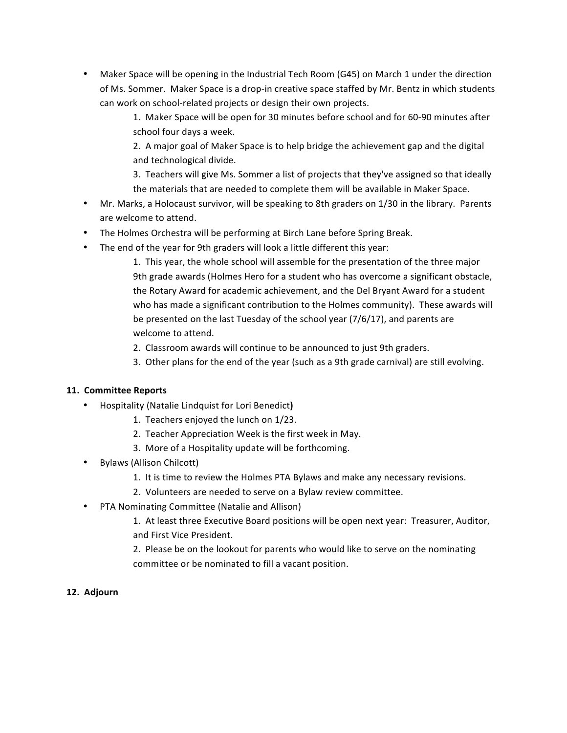- Maker Space will be opening in the Industrial Tech Room (G45) on March 1 under the direction of Ms. Sommer. Maker Space is a drop-in creative space staffed by Mr. Bentz in which students can work on school-related projects or design their own projects.
    1. Maker Space will be open for 30 minutes before school and for 60-90 minutes after school four days a week.
    2. A major goal of Maker Space is to help bridge the achievement gap and the digital and technological divide.
    3. Teachers will give Ms. Sommer a list of projects that they've assigned so that ideally the materials that are needed to complete them will be available in Maker Space.
- Mr. Marks, a Holocaust survivor, will be speaking to 8th graders on 1/30 in the library. Parents are welcome to attend.
- The Holmes Orchestra will be performing at Birch Lane before Spring Break.
- The end of the year for 9th graders will look a little different this year:
    1. This year, the whole school will assemble for the presentation of the three major 9th grade awards (Holmes Hero for a student who has overcome a significant obstacle, the Rotary Award for academic achievement, and the Del Bryant Award for a student who has made a significant contribution to the Holmes community). These awards will be presented on the last Tuesday of the school year (7/6/17), and parents are welcome to attend.
    2. Classroom awards will continue to be announced to just 9th graders.
    3. Other plans for the end of the year (such as a 9th grade carnival) are still evolving.

**11. Committee Reports**

- Hospitality (Natalie Lindquist for Lori Benedict)
    1. Teachers enjoyed the lunch on 1/23.
    2. Teacher Appreciation Week is the first week in May.
    3. More of a Hospitality update will be forthcoming.
- Bylaws (Allison Chilcott)
    1. It is time to review the Holmes PTA Bylaws and make any necessary revisions.
    2. Volunteers are needed to serve on a Bylaw review committee.
- PTA Nominating Committee (Natalie and Allison)
    1. At least three Executive Board positions will be open next year: Treasurer, Auditor, and First Vice President.
    2. Please be on the lookout for parents who would like to serve on the nominating committee or be nominated to fill a vacant position.

**12. Adjourn**